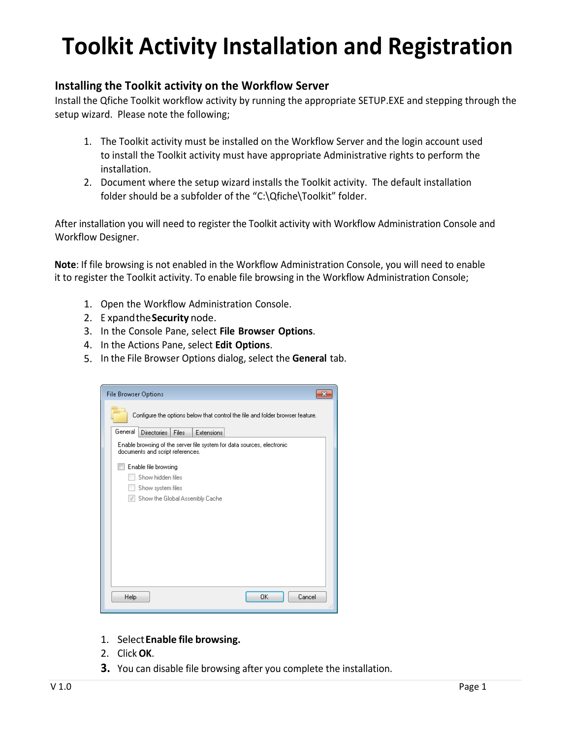# Toolkit Activity Installation and Registration

## Installing the Toolkit activity on the Workflow Server

Install the Qfiche Toolkit workflow activity by running the appropriate SETUP.EXE and stepping through the setup wizard. Please note the following;

1. The Toolkit activity must be installed on the Workflow Server and the login account used to install the Toolkit activity must have appropriate Administrative rights to perform the installation.
2. Document where the setup wizard installs the Toolkit activity. The default installation folder should be a subfolder of the "C:\Qfiche\Toolkit" folder.

After installation you will need to register the Toolkit activity with Workflow Administration Console and Workflow Designer.

**Note**: If file browsing is not enabled in the Workflow Administration Console, you will need to enable it to register the Toolkit activity. To enable file browsing in the Workflow Administration Console;

1. Open the Workflow Administration Console.
2. Expand the **Security** node.
3. In the Console Pane, select **File Browser Options**.
4. In the Actions Pane, select **Edit Options**.
5. In the File Browser Options dialog, select the **General** tab.

File Browser Options

Configure the options below that control the file and folder browser feature.

General | Directories | Files | Extensions

Enable browsing of the server file system for data sources, electronic documents and script references.

- [ ] Enable file browsing
- [ ] Show hidden files
- [ ] Show system files
- [x] Show the Global Assembly Cache

Help | OK | Cancel

1. Select **Enable file browsing.**
2. Click **OK**.
3. You can disable file browsing after you complete the installation.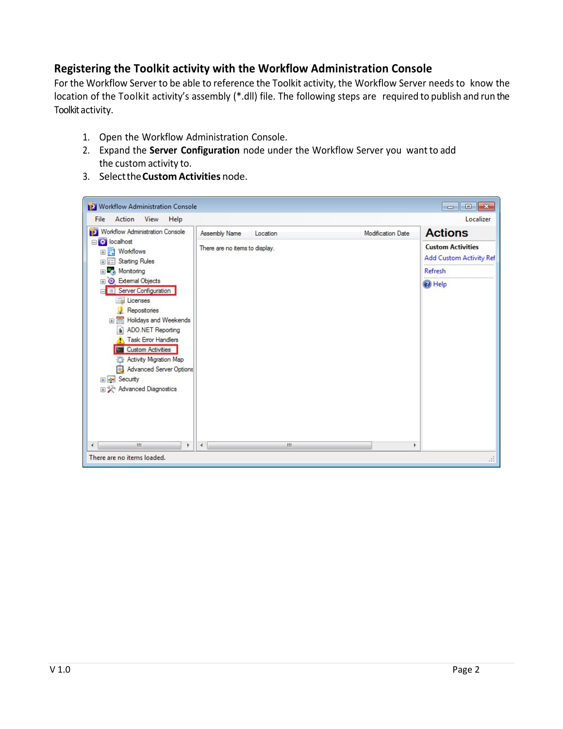## Registering the Toolkit activity with the Workflow Administration Console

For the Workflow Server to be able to reference the Toolkit activity, the Workflow Server needs to know the location of the Toolkit activity's assembly (*.dll) file. The following steps are required to publish and run the Toolkit activity.

1. Open the Workflow Administration Console.
2. Expand the **Server Configuration** node under the Workflow Server you want to add the custom activity to.
3. Select the **Custom Activities** node.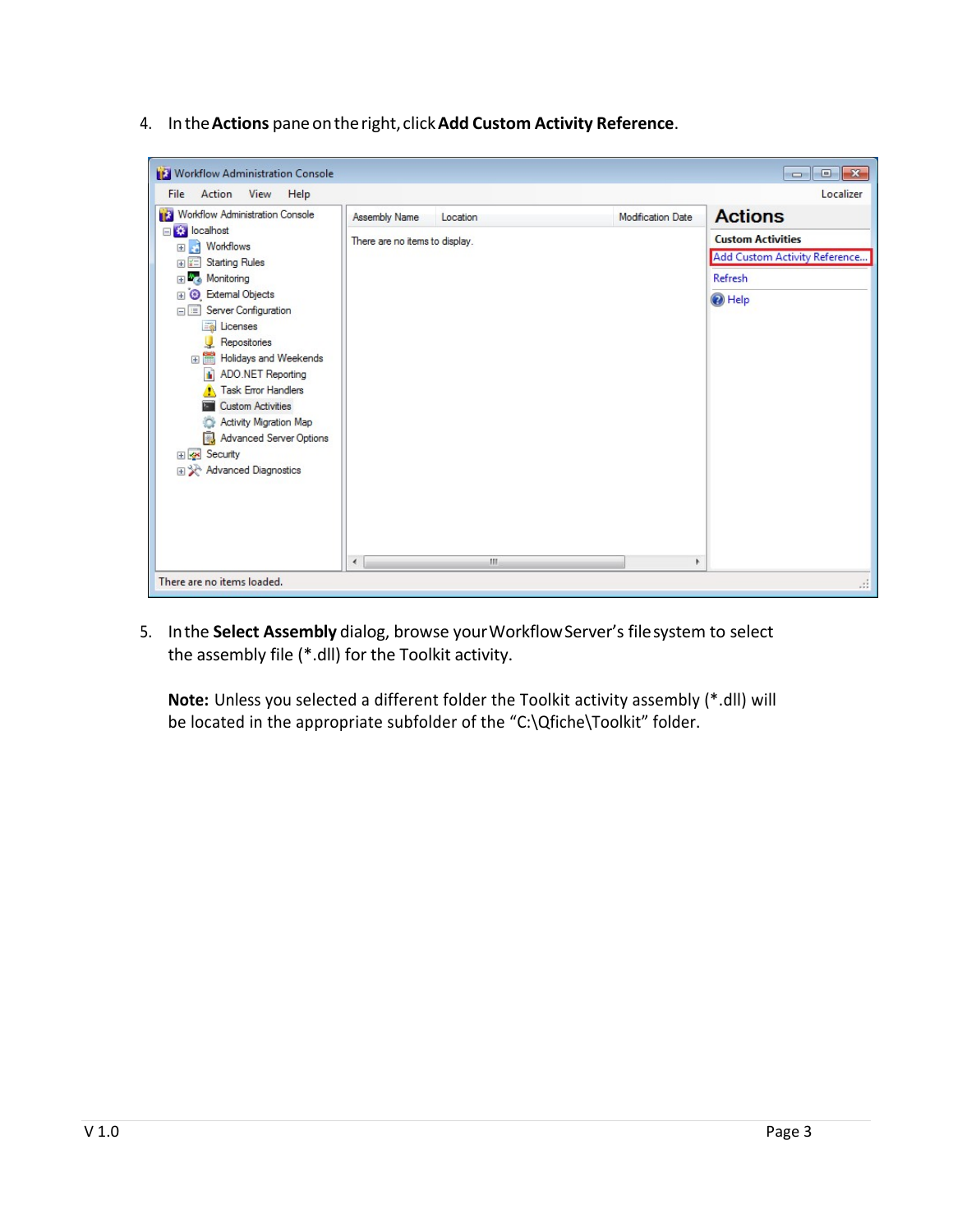4. In the **Actions** pane on the right, click **Add Custom Activity Reference**.

5. In the **Select Assembly** dialog, browse your Workflow Server's file system to select the assembly file (*.dll) for the Toolkit activity.

   **Note:** Unless you selected a different folder the Toolkit activity assembly (*.dll) will be located in the appropriate subfolder of the "C:\Qfiche\Toolkit" folder.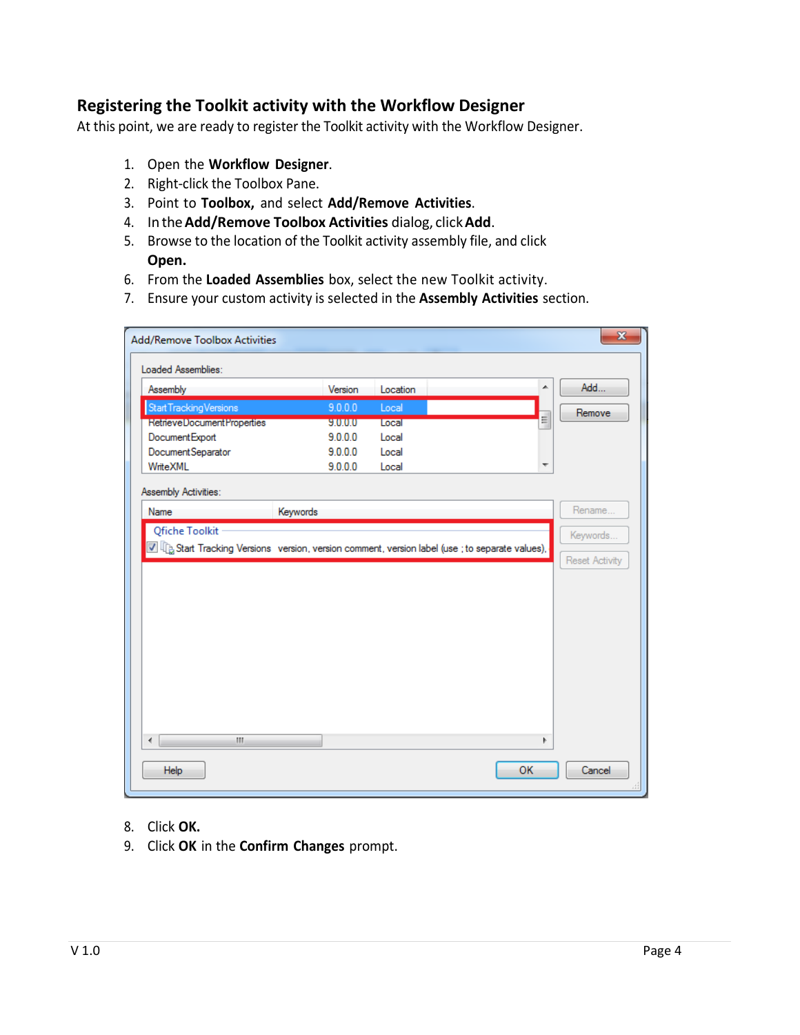## Registering the Toolkit activity with the Workflow Designer

At this point, we are ready to register the Toolkit activity with the Workflow Designer.

1. Open the **Workflow Designer**.
2. Right-click the Toolbox Pane.
3. Point to **Toolbox,** and select **Add/Remove Activities**.
4. In the **Add/Remove Toolbox Activities** dialog, click **Add**.
5. Browse to the location of the Toolkit activity assembly file, and click **Open.**
6. From the **Loaded Assemblies** box, select the new Toolkit activity.
7. Ensure your custom activity is selected in the **Assembly Activities** section.

8. Click **OK.**
9. Click **OK** in the **Confirm Changes** prompt.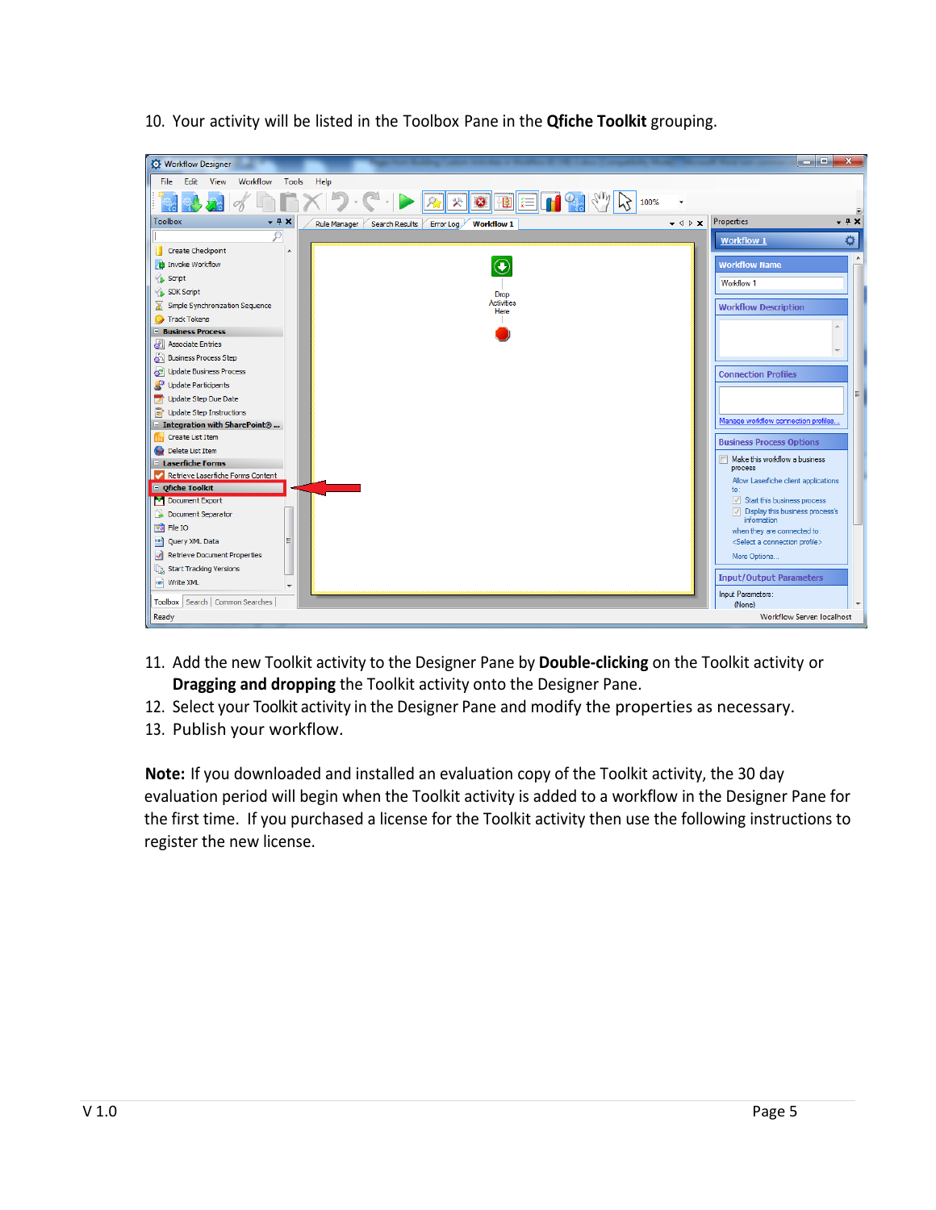10. Your activity will be listed in the Toolbox Pane in the **Qfiche Toolkit** grouping.

11. Add the new Toolkit activity to the Designer Pane by **Double-clicking** on the Toolkit activity or **Dragging and dropping** the Toolkit activity onto the Designer Pane.
12. Select your Toolkit activity in the Designer Pane and modify the properties as necessary.
13. Publish your workflow.

**Note:** If you downloaded and installed an evaluation copy of the Toolkit activity, the 30 day evaluation period will begin when the Toolkit activity is added to a workflow in the Designer Pane for the first time. If you purchased a license for the Toolkit activity then use the following instructions to register the new license.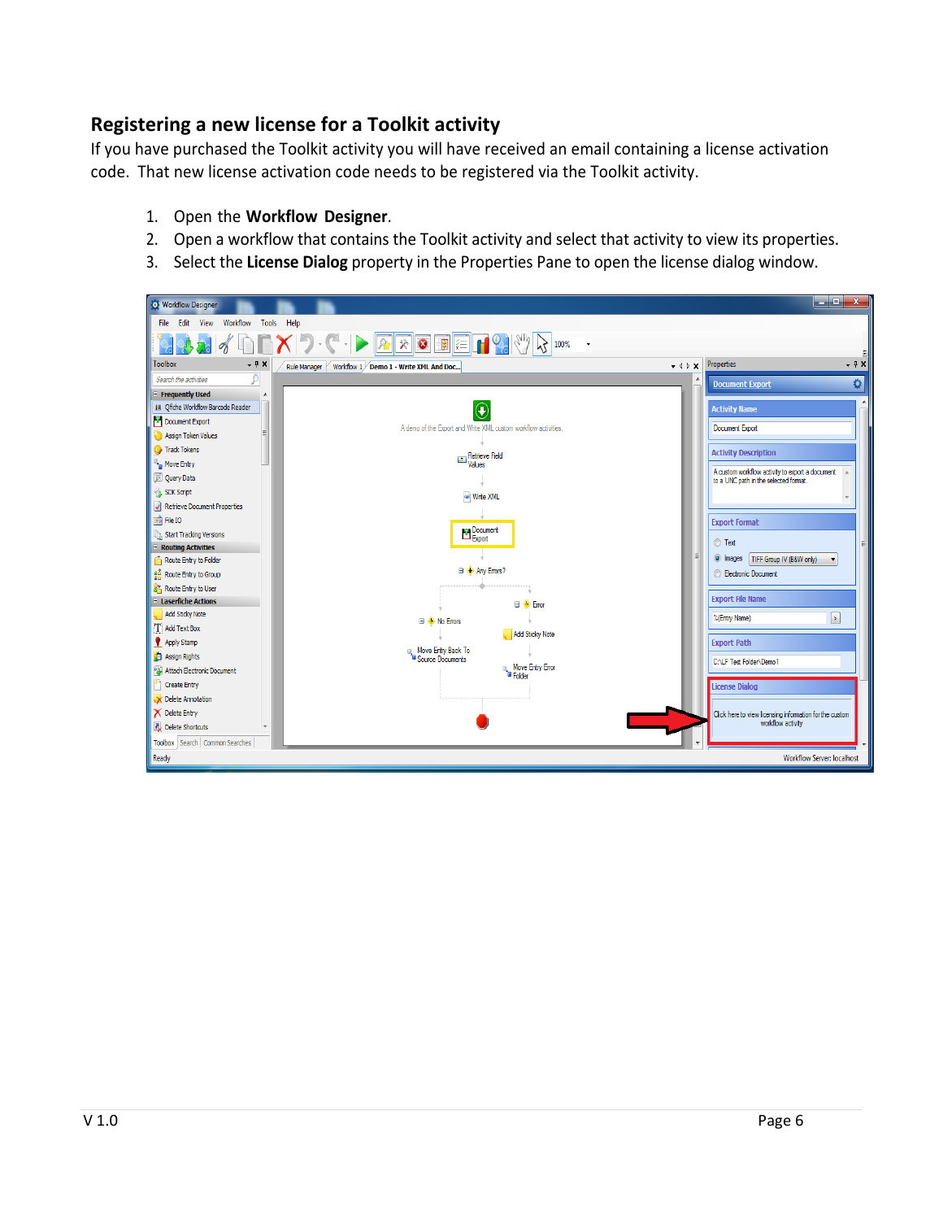## Registering a new license for a Toolkit activity

If you have purchased the Toolkit activity you will have received an email containing a license activation code. That new license activation code needs to be registered via the Toolkit activity.

1. Open the **Workflow Designer**.
2. Open a workflow that contains the Toolkit activity and select that activity to view its properties.
3. Select the **License Dialog** property in the Properties Pane to open the license dialog window.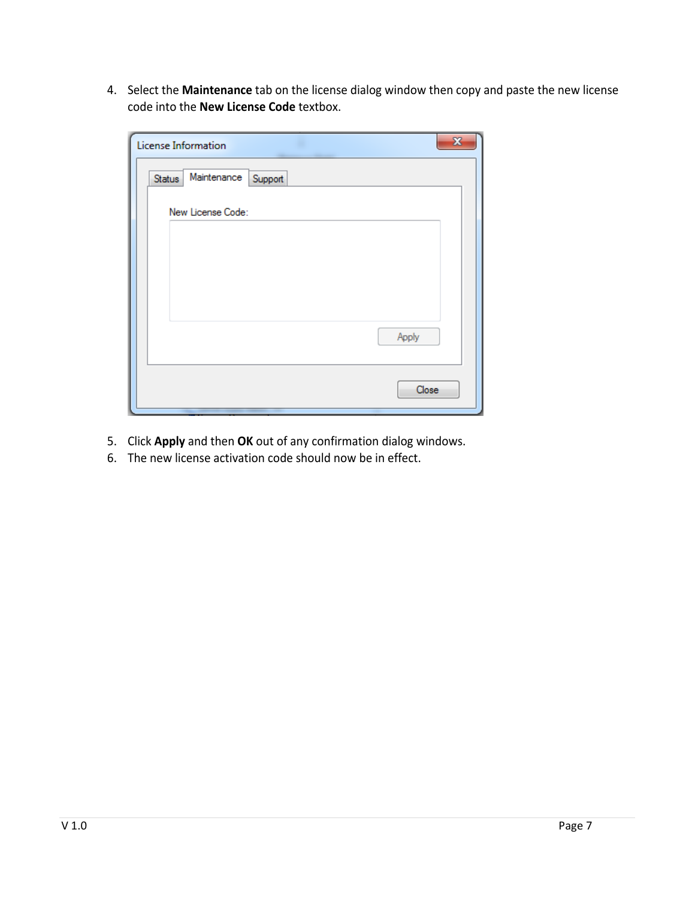4. Select the **Maintenance** tab on the license dialog window then copy and paste the new license code into the **New License Code** textbox.

5. Click **Apply** and then **OK** out of any confirmation dialog windows.
6. The new license activation code should now be in effect.